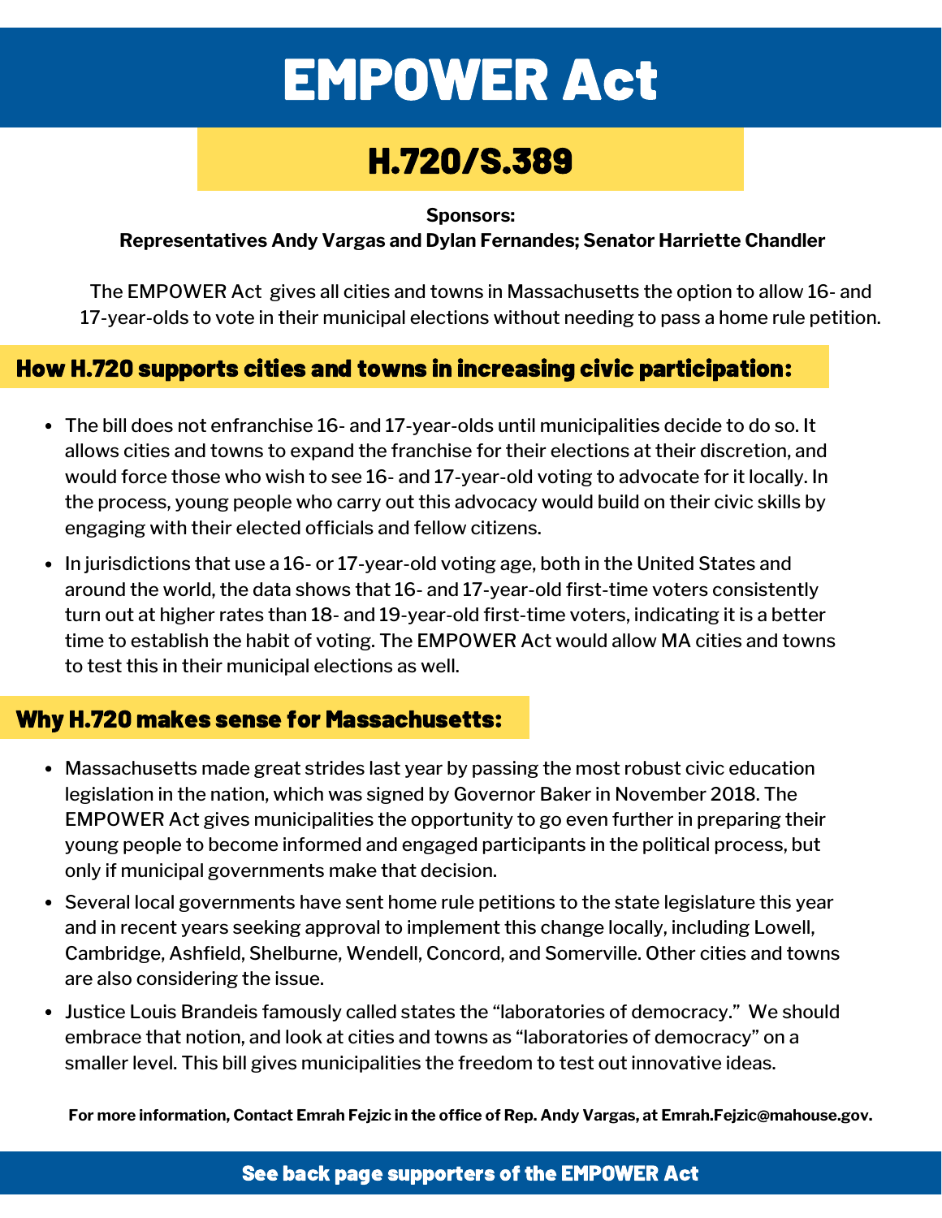# EMPOWER Act

## H.720/S.389

**Sponsors:**
**Representatives Andy Vargas and Dylan Fernandes; Senator Harriette Chandler**

The EMPOWER Act gives all cities and towns in Massachusetts the option to allow 16- and 17-year-olds to vote in their municipal elections without needing to pass a home rule petition.

### How H.720 supports cities and towns in increasing civic participation:

- The bill does not enfranchise 16- and 17-year-olds until municipalities decide to do so. It allows cities and towns to expand the franchise for their elections at their discretion, and would force those who wish to see 16- and 17-year-old voting to advocate for it locally. In the process, young people who carry out this advocacy would build on their civic skills by engaging with their elected officials and fellow citizens.
- In jurisdictions that use a 16- or 17-year-old voting age, both in the United States and around the world, the data shows that 16- and 17-year-old first-time voters consistently turn out at higher rates than 18- and 19-year-old first-time voters, indicating it is a better time to establish the habit of voting. The EMPOWER Act would allow MA cities and towns to test this in their municipal elections as well.

### Why H.720 makes sense for Massachusetts:

- Massachusetts made great strides last year by passing the most robust civic education legislation in the nation, which was signed by Governor Baker in November 2018. The EMPOWER Act gives municipalities the opportunity to go even further in preparing their young people to become informed and engaged participants in the political process, but only if municipal governments make that decision.
- Several local governments have sent home rule petitions to the state legislature this year and in recent years seeking approval to implement this change locally, including Lowell, Cambridge, Ashfield, Shelburne, Wendell, Concord, and Somerville. Other cities and towns are also considering the issue.
- Justice Louis Brandeis famously called states the "laboratories of democracy." We should embrace that notion, and look at cities and towns as "laboratories of democracy" on a smaller level. This bill gives municipalities the freedom to test out innovative ideas.

**For more information, Contact Emrah Fejzic in the office of Rep. Andy Vargas, at Emrah.Fejzic@mahouse.gov.**

**See back page supporters of the EMPOWER Act**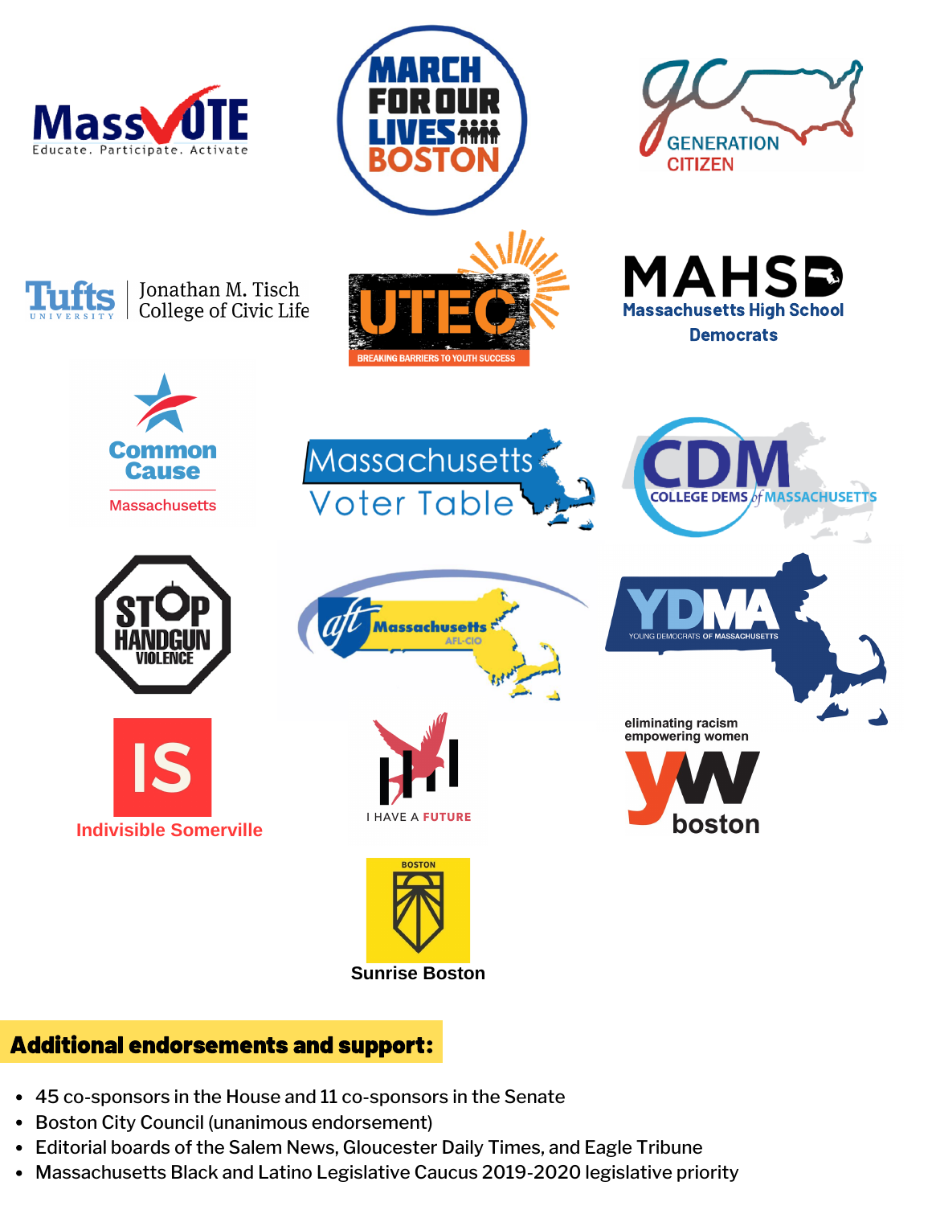MassVOTE
Educate. Participate. Activate

MARCH FOR OUR LIVES BOSTON

GENERATION CITIZEN

Tufts UNIVERSITY | Jonathan M. Tisch College of Civic Life

UTEC
BREAKING BARRIERS TO YOUTH SUCCESS

MAHSD
Massachusetts High School Democrats

Common Cause
Massachusetts

Massachusetts Voter Table

CDM
COLLEGE DEMS of MASSACHUSETTS

STOP HANDGUN VIOLENCE

aft Massachusetts AFL-CIO

YDMA
YOUNG DEMOCRATS OF MASSACHUSETTS

IS
Indivisible Somerville

I HAVE A FUTURE

eliminating racism
empowering women
yw boston

BOSTON
Sunrise Boston

## Additional endorsements and support:

- 45 co-sponsors in the House and 11 co-sponsors in the Senate
- Boston City Council (unanimous endorsement)
- Editorial boards of the Salem News, Gloucester Daily Times, and Eagle Tribune
- Massachusetts Black and Latino Legislative Caucus 2019-2020 legislative priority